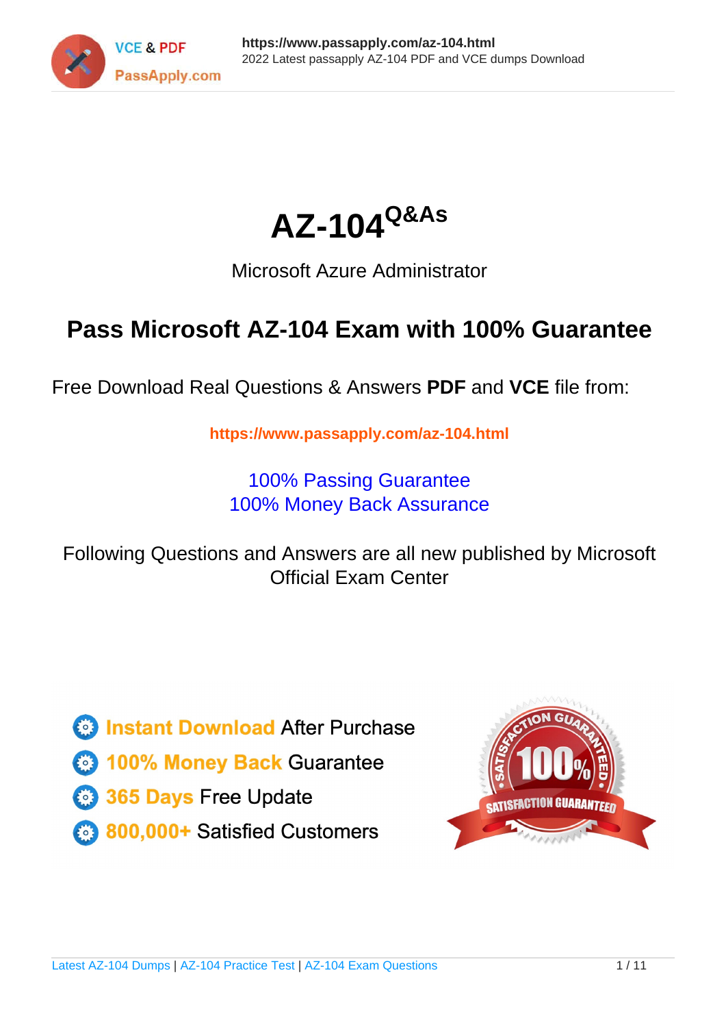# AZ-104 Q&As

Microsoft Azure Administrator

## Pass Microsoft AZ-104 Exam with 100% Guarantee

Free Download Real Questions & Answers **PDF** and **VCE** file from:

https://www.passapply.com/az-104.html

100% Passing Guarantee
100% Money Back Assurance

Following Questions and Answers are all new published by Microsoft Official Exam Center

- Instant Download After Purchase
- 100% Money Back Guarantee
- 365 Days Free Update
- 800,000+ Satisfied Customers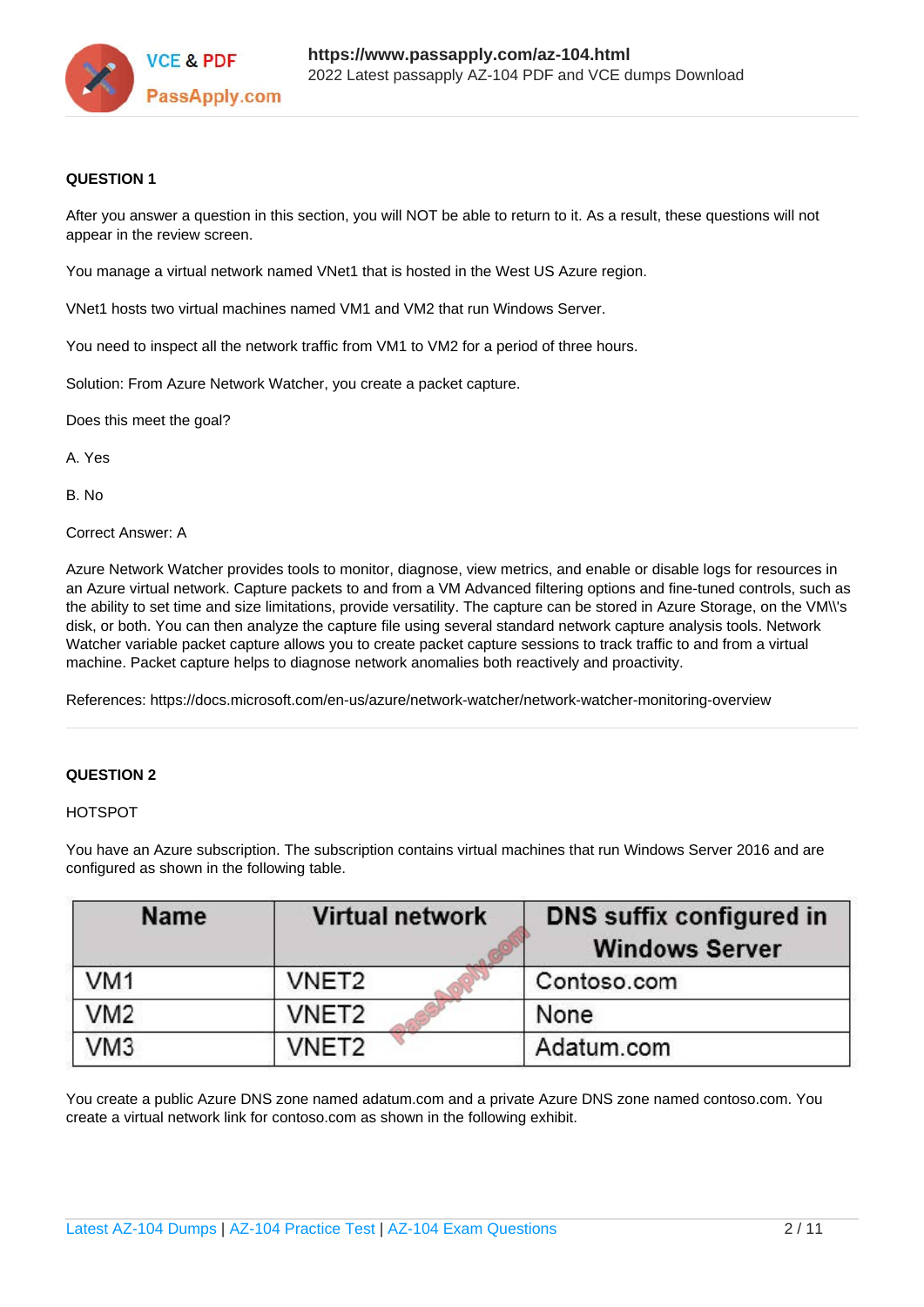**QUESTION 1**

After you answer a question in this section, you will NOT be able to return to it. As a result, these questions will not appear in the review screen.

You manage a virtual network named VNet1 that is hosted in the West US Azure region.

VNet1 hosts two virtual machines named VM1 and VM2 that run Windows Server.

You need to inspect all the network traffic from VM1 to VM2 for a period of three hours.

Solution: From Azure Network Watcher, you create a packet capture.

Does this meet the goal?

A. Yes

B. No

Correct Answer: A

Azure Network Watcher provides tools to monitor, diagnose, view metrics, and enable or disable logs for resources in an Azure virtual network. Capture packets to and from a VM Advanced filtering options and fine-tuned controls, such as the ability to set time and size limitations, provide versatility. The capture can be stored in Azure Storage, on the VM\'s disk, or both. You can then analyze the capture file using several standard network capture analysis tools. Network Watcher variable packet capture allows you to create packet capture sessions to track traffic to and from a virtual machine. Packet capture helps to diagnose network anomalies both reactively and proactivity.

References: https://docs.microsoft.com/en-us/azure/network-watcher/network-watcher-monitoring-overview

---

**QUESTION 2**

HOTSPOT

You have an Azure subscription. The subscription contains virtual machines that run Windows Server 2016 and are configured as shown in the following table.

| Name | Virtual network | DNS suffix configured in Windows Server |
|---|---|---|
| VM1 | VNET2 | Contoso.com |
| VM2 | VNET2 | None |
| VM3 | VNET2 | Adatum.com |

You create a public Azure DNS zone named adatum.com and a private Azure DNS zone named contoso.com. You create a virtual network link for contoso.com as shown in the following exhibit.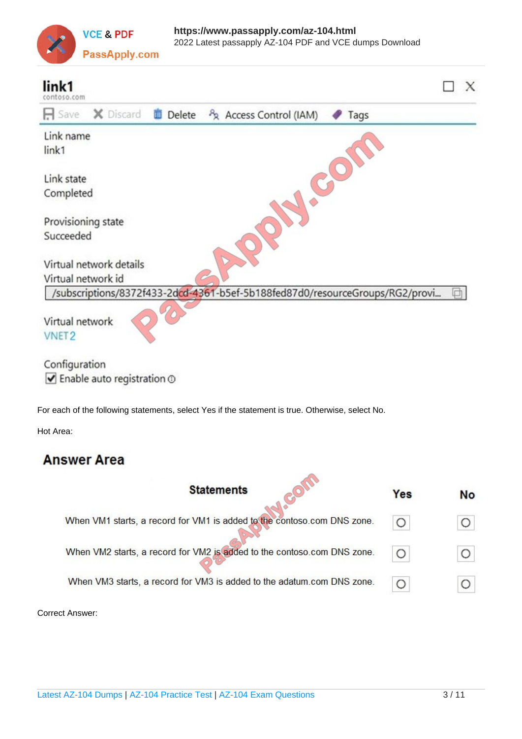**link1**
contoso.com

Save | Discard | Delete | Access Control (IAM) | Tags

Link name
link1

Link state
Completed

Provisioning state
Succeeded

Virtual network details
Virtual network id
/subscriptions/8372f433-2dcd-4361-b5ef-5b188fed87d0/resourceGroups/RG2/provi...

Virtual network
VNET2

Configuration
☑ Enable auto registration

For each of the following statements, select Yes if the statement is true. Otherwise, select No.

Hot Area:

## Answer Area

| Statements | Yes | No |
|---|---|---|
| When VM1 starts, a record for VM1 is added to the contoso.com DNS zone. | ○ | ○ |
| When VM2 starts, a record for VM2 is added to the contoso.com DNS zone. | ○ | ○ |
| When VM3 starts, a record for VM3 is added to the adatum.com DNS zone. | ○ | ○ |

Correct Answer: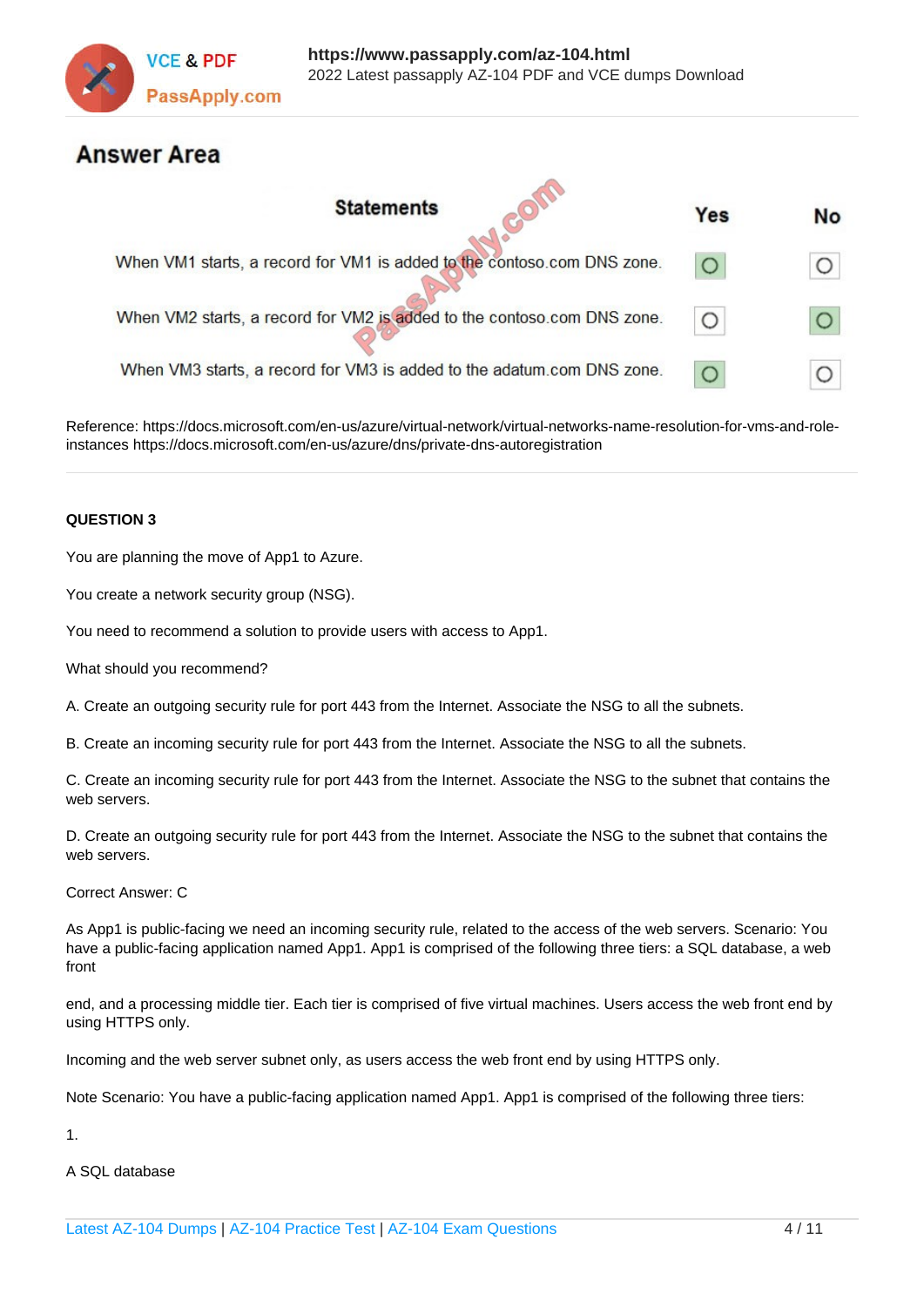## Answer Area

| Statements | Yes | No |
|---|---|---|
| When VM1 starts, a record for VM1 is added to the contoso.com DNS zone. | ● | ○ |
| When VM2 starts, a record for VM2 is added to the contoso.com DNS zone. | ○ | ● |
| When VM3 starts, a record for VM3 is added to the adatum.com DNS zone. | ● | ○ |

Reference: https://docs.microsoft.com/en-us/azure/virtual-network/virtual-networks-name-resolution-for-vms-and-role-instances https://docs.microsoft.com/en-us/azure/dns/private-dns-autoregistration

**QUESTION 3**

You are planning the move of App1 to Azure.

You create a network security group (NSG).

You need to recommend a solution to provide users with access to App1.

What should you recommend?

A. Create an outgoing security rule for port 443 from the Internet. Associate the NSG to all the subnets.

B. Create an incoming security rule for port 443 from the Internet. Associate the NSG to all the subnets.

C. Create an incoming security rule for port 443 from the Internet. Associate the NSG to the subnet that contains the web servers.

D. Create an outgoing security rule for port 443 from the Internet. Associate the NSG to the subnet that contains the web servers.

Correct Answer: C

As App1 is public-facing we need an incoming security rule, related to the access of the web servers. Scenario: You have a public-facing application named App1. App1 is comprised of the following three tiers: a SQL database, a web front

end, and a processing middle tier. Each tier is comprised of five virtual machines. Users access the web front end by using HTTPS only.

Incoming and the web server subnet only, as users access the web front end by using HTTPS only.

Note Scenario: You have a public-facing application named App1. App1 is comprised of the following three tiers:

1.

A SQL database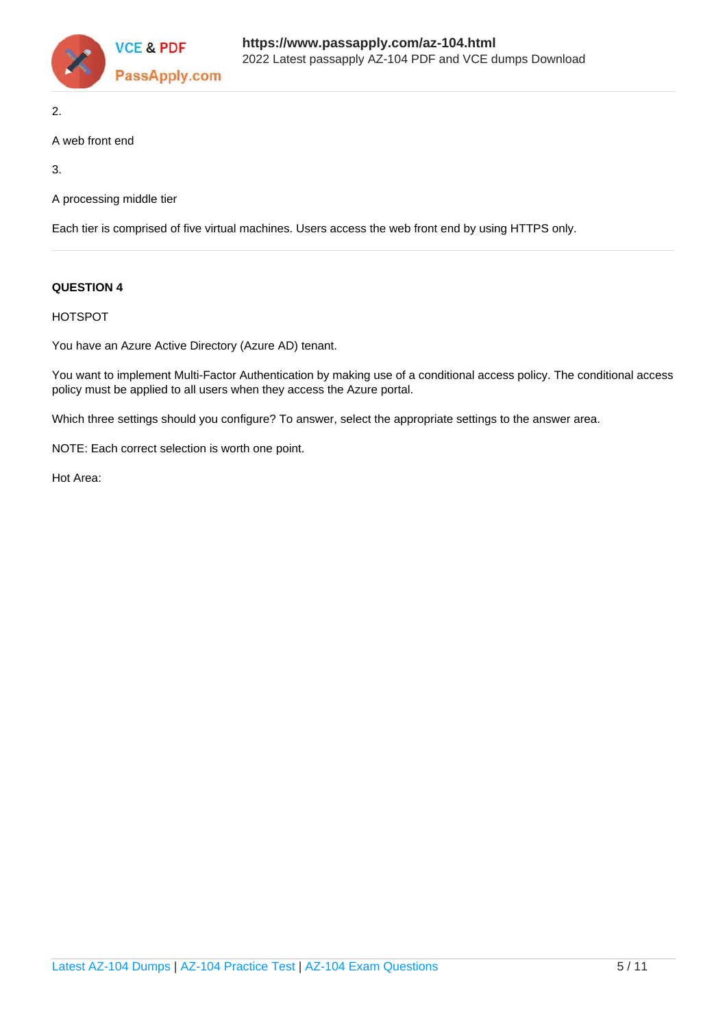2.

A web front end

3.

A processing middle tier

Each tier is comprised of five virtual machines. Users access the web front end by using HTTPS only.

---

**QUESTION 4**

HOTSPOT

You have an Azure Active Directory (Azure AD) tenant.

You want to implement Multi-Factor Authentication by making use of a conditional access policy. The conditional access policy must be applied to all users when they access the Azure portal.

Which three settings should you configure? To answer, select the appropriate settings to the answer area.

NOTE: Each correct selection is worth one point.

Hot Area: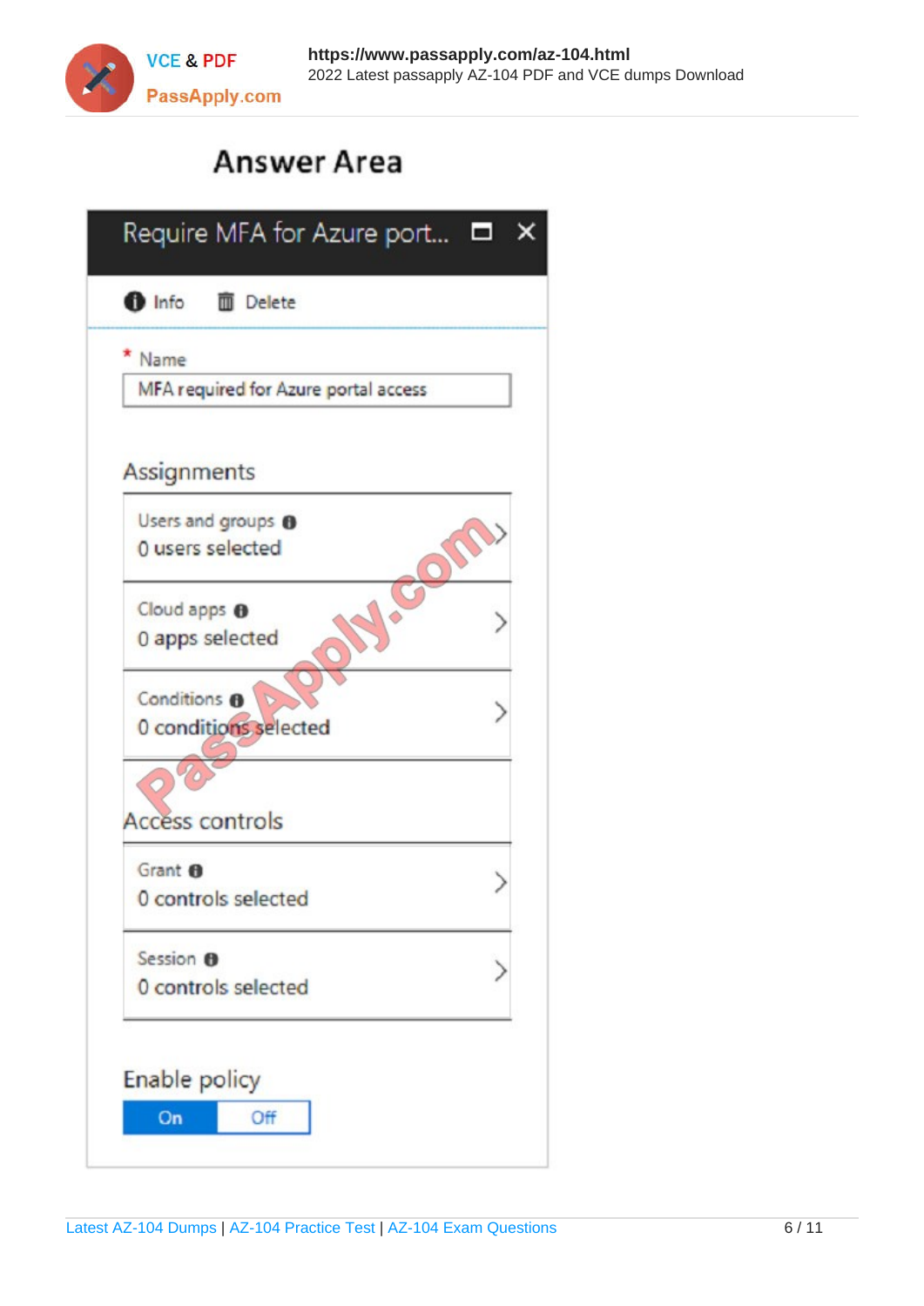## Answer Area

**Require MFA for Azure port...**

Info | Delete

\* Name

MFA required for Azure portal access

### Assignments

Users and groups
0 users selected

Cloud apps
0 apps selected

Conditions
0 conditions selected

### Access controls

Grant
0 controls selected

Session
0 controls selected

### Enable policy

On | Off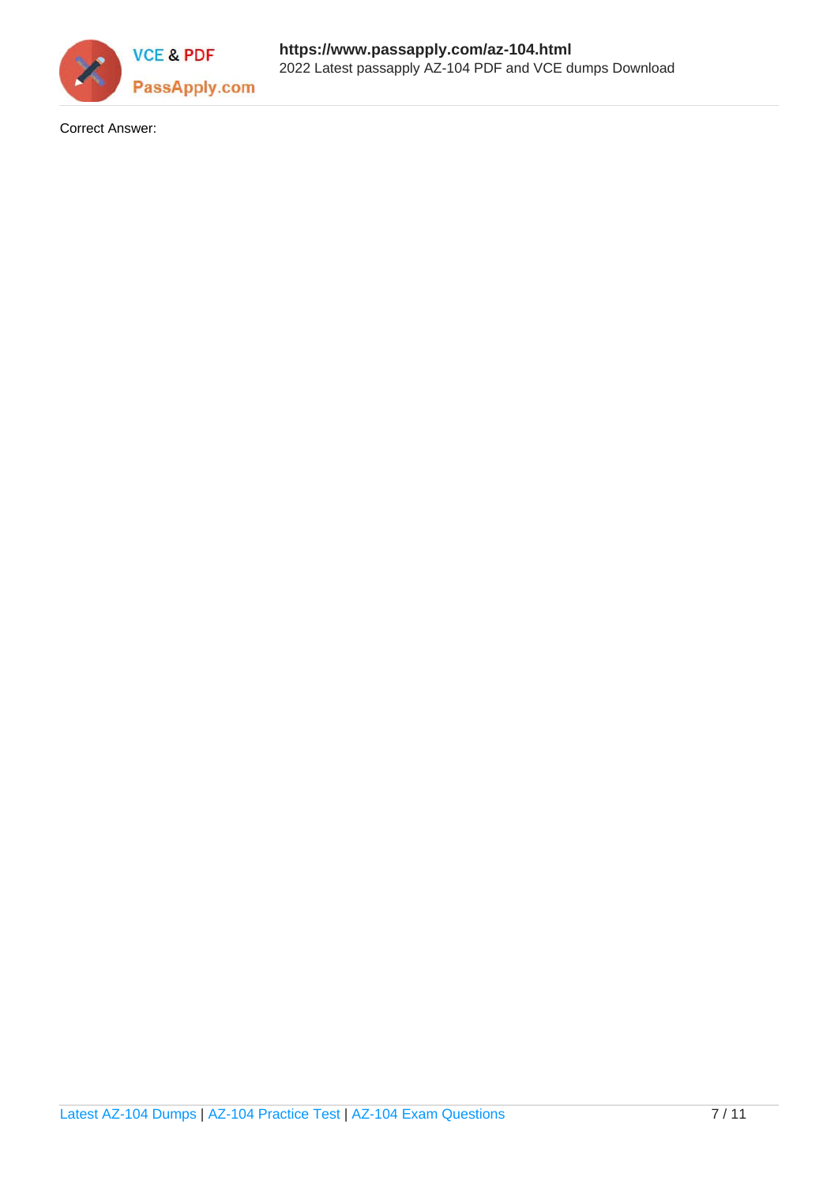Correct Answer: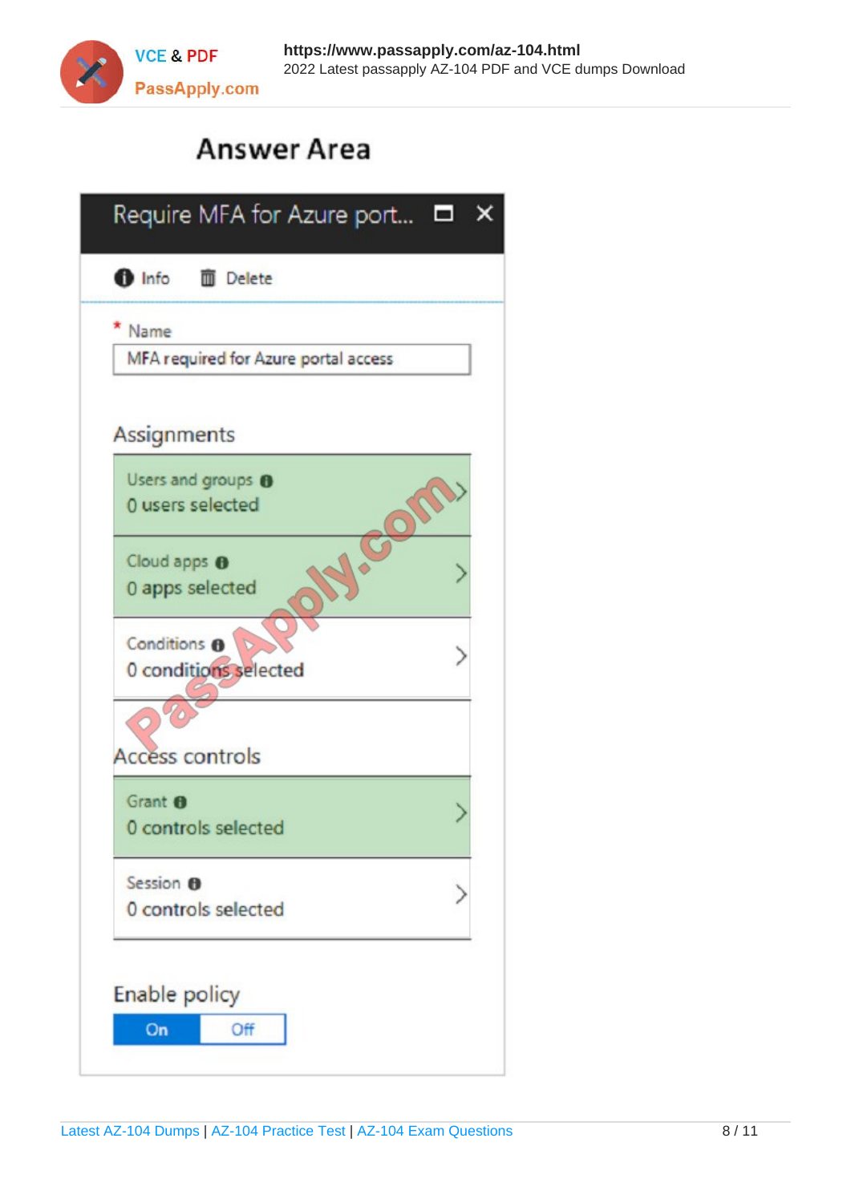# Answer Area

**Require MFA for Azure port...**

Info | Delete

\* Name

MFA required for Azure portal access

## Assignments

Users and groups
0 users selected

Cloud apps
0 apps selected

Conditions
0 conditions selected

## Access controls

Grant
0 controls selected

Session
0 controls selected

## Enable policy

On | Off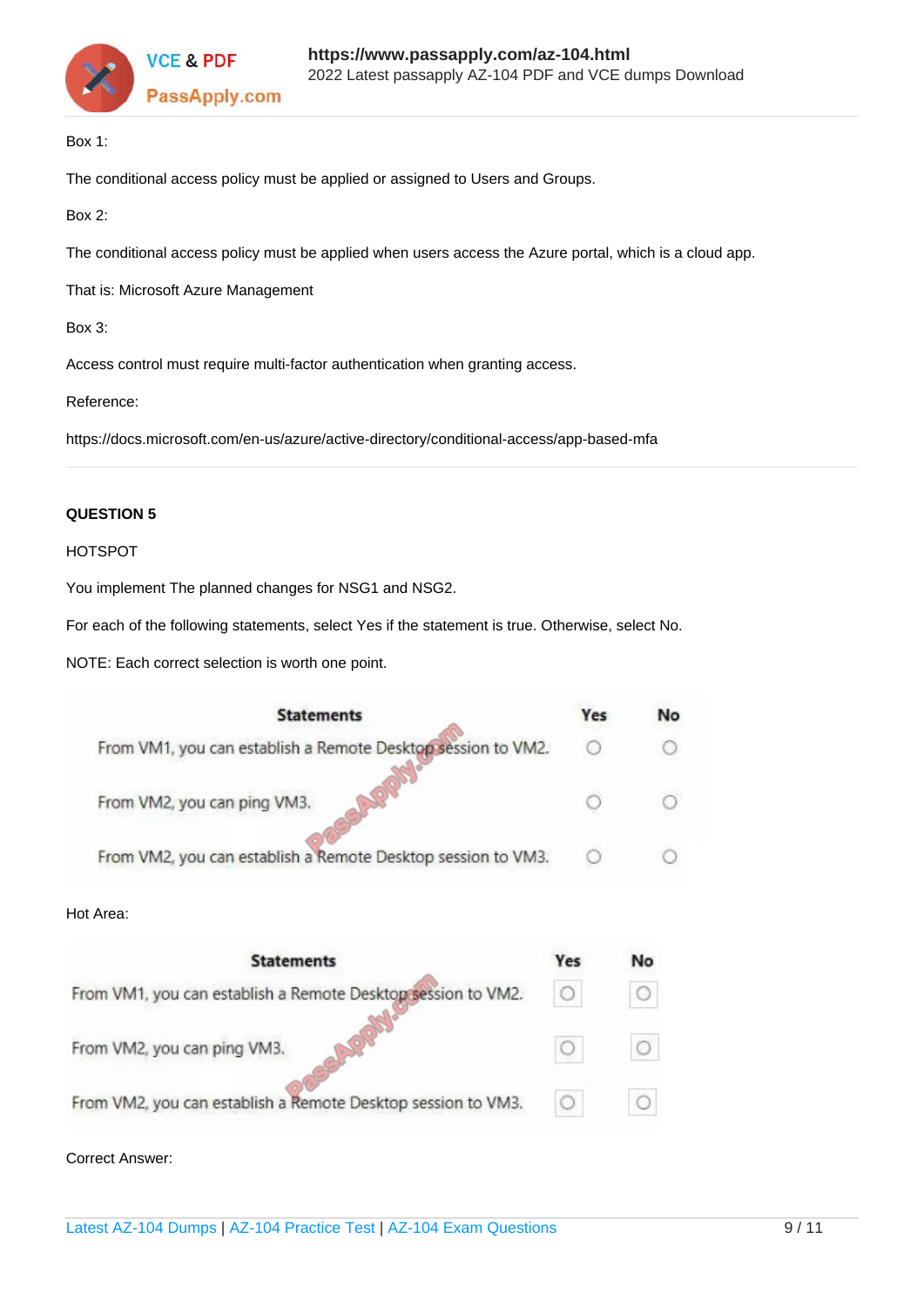Box 1:

The conditional access policy must be applied or assigned to Users and Groups.

Box 2:

The conditional access policy must be applied when users access the Azure portal, which is a cloud app.

That is: Microsoft Azure Management

Box 3:

Access control must require multi-factor authentication when granting access.

Reference:

https://docs.microsoft.com/en-us/azure/active-directory/conditional-access/app-based-mfa

**QUESTION 5**

HOTSPOT

You implement The planned changes for NSG1 and NSG2.

For each of the following statements, select Yes if the statement is true. Otherwise, select No.

NOTE: Each correct selection is worth one point.

| Statements | Yes | No |
|---|---|---|
| From VM1, you can establish a Remote Desktop session to VM2. | ○ | ○ |
| From VM2, you can ping VM3. | ○ | ○ |
| From VM2, you can establish a Remote Desktop session to VM3. | ○ | ○ |

Hot Area:

| Statements | Yes | No |
|---|---|---|
| From VM1, you can establish a Remote Desktop session to VM2. | ○ | ○ |
| From VM2, you can ping VM3. | ○ | ○ |
| From VM2, you can establish a Remote Desktop session to VM3. | ○ | ○ |

Correct Answer: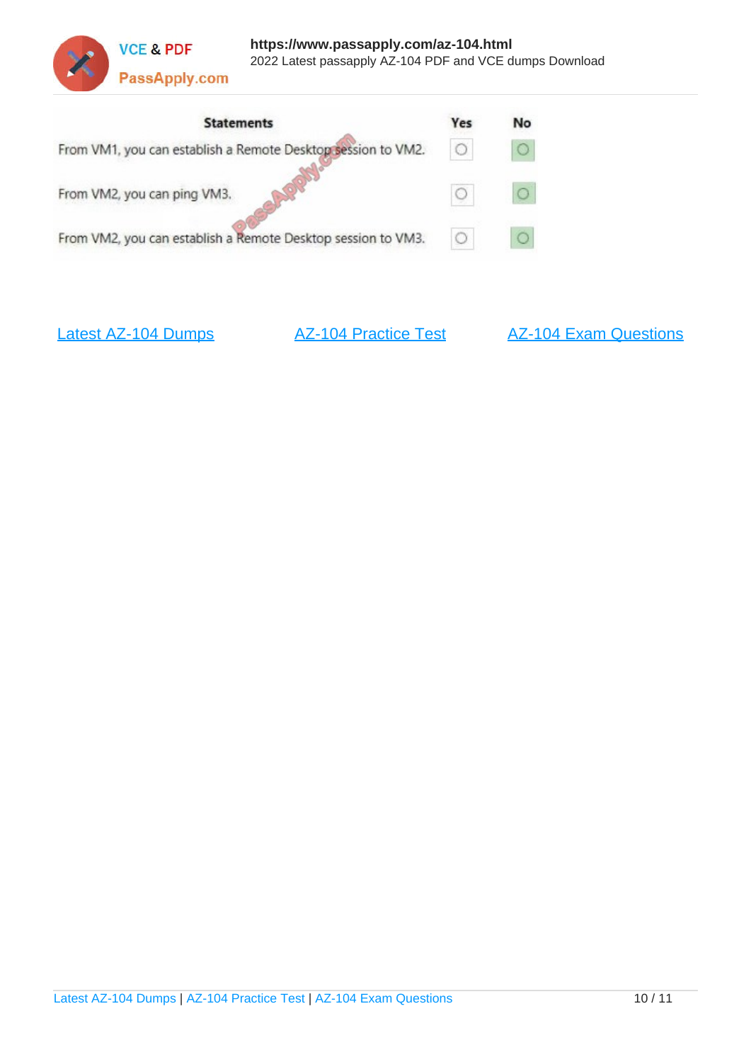| Statements | Yes | No |
|---|---|---|
| From VM1, you can establish a Remote Desktop session to VM2. | ○ | ○ |
| From VM2, you can ping VM3. | ○ | ○ |
| From VM2, you can establish a Remote Desktop session to VM3. | ○ | ○ |

Latest AZ-104 Dumps　　AZ-104 Practice Test　　AZ-104 Exam Questions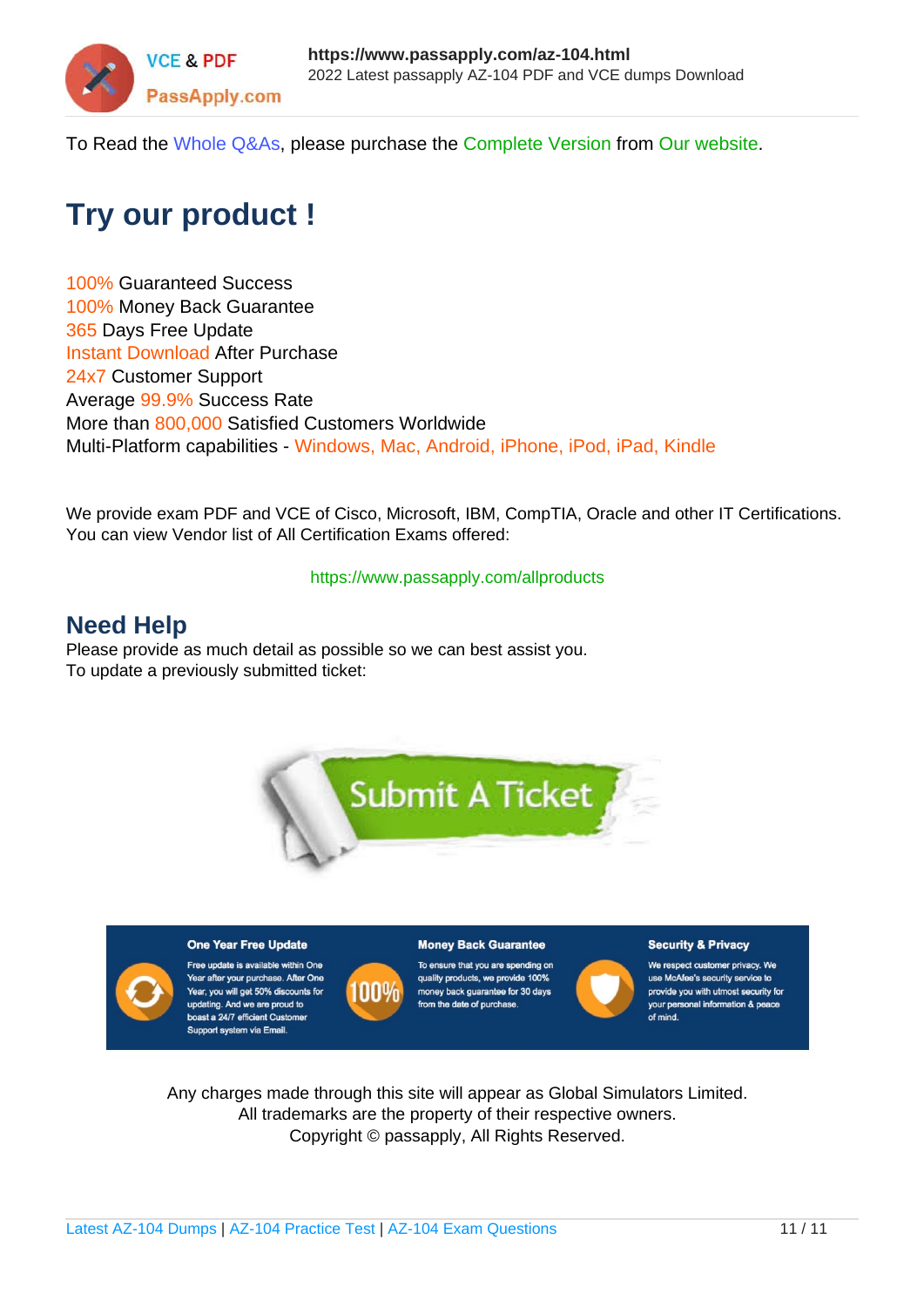To Read the Whole Q&As, please purchase the Complete Version from Our website.

# Try our product !

100% Guaranteed Success
100% Money Back Guarantee
365 Days Free Update
Instant Download After Purchase
24x7 Customer Support
Average 99.9% Success Rate
More than 800,000 Satisfied Customers Worldwide
Multi-Platform capabilities - Windows, Mac, Android, iPhone, iPod, iPad, Kindle

We provide exam PDF and VCE of Cisco, Microsoft, IBM, CompTIA, Oracle and other IT Certifications.
You can view Vendor list of All Certification Exams offered:

https://www.passapply.com/allproducts

## Need Help

Please provide as much detail as possible so we can best assist you.
To update a previously submitted ticket:

Submit A Ticket

**One Year Free Update**
Free update is available within One Year after your purchase. After One Year, you will get 50% discounts for updating. And we are proud to boast a 24/7 efficient Customer Support system via Email.

**Money Back Guarantee**
To ensure that you are spending on quality products, we provide 100% money back guarantee for 30 days from the date of purchase.

**Security & Privacy**
We respect customer privacy. We use McAfee's security service to provide you with utmost security for your personal information & peace of mind.

Any charges made through this site will appear as Global Simulators Limited.
All trademarks are the property of their respective owners.
Copyright © passapply, All Rights Reserved.